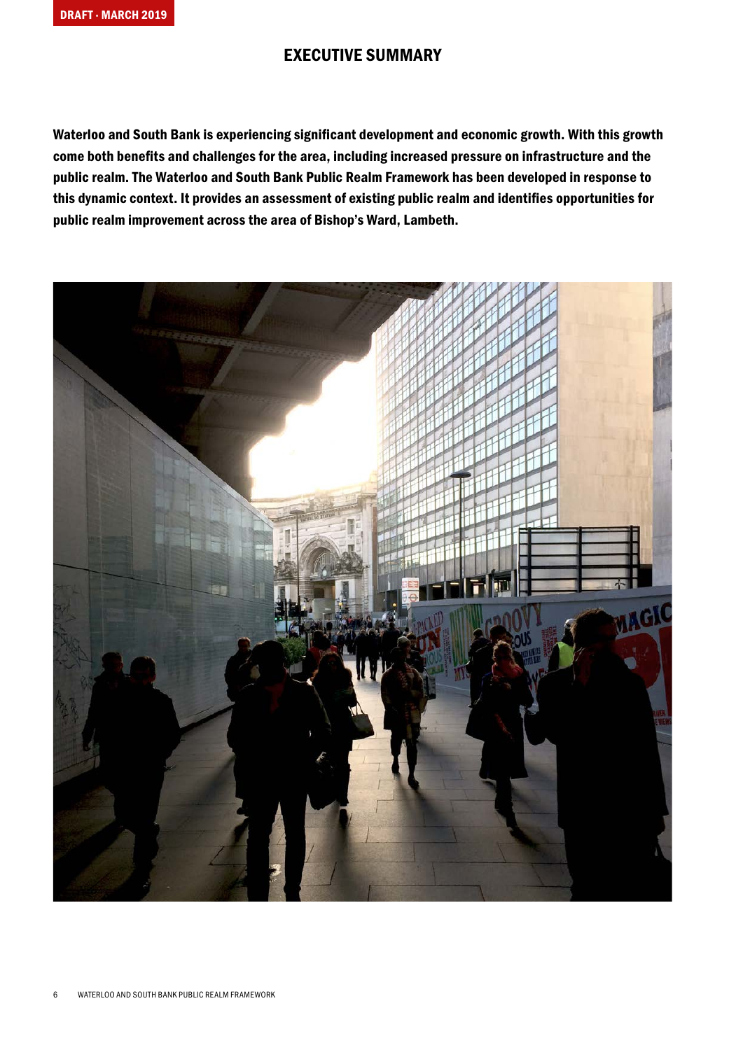DRAFT · MARCH 2019

# EXECUTIVE SUMMARY

**Waterloo and South Bank is experiencing significant development and economic growth. With this growth come both benefits and challenges for the area, including increased pressure on infrastructure and the public realm. The Waterloo and South Bank Public Realm Framework has been developed in response to this dynamic context. It provides an assessment of existing public realm and identifies opportunities for public realm improvement across the area of Bishop's Ward, Lambeth.**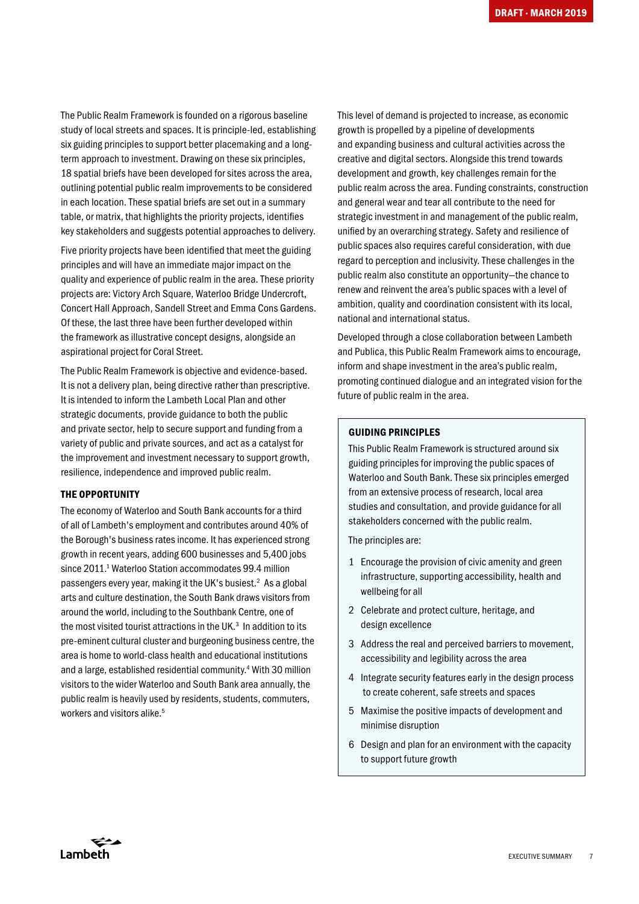The Public Realm Framework is founded on a rigorous baseline study of local streets and spaces. It is principle-led, establishing six guiding principles to support better placemaking and a long-term approach to investment. Drawing on these six principles, 18 spatial briefs have been developed for sites across the area, outlining potential public realm improvements to be considered in each location. These spatial briefs are set out in a summary table, or matrix, that highlights the priority projects, identifies key stakeholders and suggests potential approaches to delivery.

Five priority projects have been identified that meet the guiding principles and will have an immediate major impact on the quality and experience of public realm in the area. These priority projects are: Victory Arch Square, Waterloo Bridge Undercroft, Concert Hall Approach, Sandell Street and Emma Cons Gardens. Of these, the last three have been further developed within the framework as illustrative concept designs, alongside an aspirational project for Coral Street.

The Public Realm Framework is objective and evidence-based. It is not a delivery plan, being directive rather than prescriptive. It is intended to inform the Lambeth Local Plan and other strategic documents, provide guidance to both the public and private sector, help to secure support and funding from a variety of public and private sources, and act as a catalyst for the improvement and investment necessary to support growth, resilience, independence and improved public realm.

## THE OPPORTUNITY

The economy of Waterloo and South Bank accounts for a third of all of Lambeth's employment and contributes around 40% of the Borough's business rates income. It has experienced strong growth in recent years, adding 600 businesses and 5,400 jobs since 2011.[1] Waterloo Station accommodates 99.4 million passengers every year, making it the UK's busiest.[2] As a global arts and culture destination, the South Bank draws visitors from around the world, including to the Southbank Centre, one of the most visited tourist attractions in the UK.[3] In addition to its pre-eminent cultural cluster and burgeoning business centre, the area is home to world-class health and educational institutions and a large, established residential community.[4] With 30 million visitors to the wider Waterloo and South Bank area annually, the public realm is heavily used by residents, students, commuters, workers and visitors alike.[5]

This level of demand is projected to increase, as economic growth is propelled by a pipeline of developments and expanding business and cultural activities across the creative and digital sectors. Alongside this trend towards development and growth, key challenges remain for the public realm across the area. Funding constraints, construction and general wear and tear all contribute to the need for strategic investment in and management of the public realm, unified by an overarching strategy. Safety and resilience of public spaces also requires careful consideration, with due regard to perception and inclusivity. These challenges in the public realm also constitute an opportunity—the chance to renew and reinvent the area's public spaces with a level of ambition, quality and coordination consistent with its local, national and international status.

Developed through a close collaboration between Lambeth and Publica, this Public Realm Framework aims to encourage, inform and shape investment in the area's public realm, promoting continued dialogue and an integrated vision for the future of public realm in the area.

## GUIDING PRINCIPLES

This Public Realm Framework is structured around six guiding principles for improving the public spaces of Waterloo and South Bank. These six principles emerged from an extensive process of research, local area studies and consultation, and provide guidance for all stakeholders concerned with the public realm.

The principles are:

1. Encourage the provision of civic amenity and green infrastructure, supporting accessibility, health and wellbeing for all
2. Celebrate and protect culture, heritage, and design excellence
3. Address the real and perceived barriers to movement, accessibility and legibility across the area
4. Integrate security features early in the design process to create coherent, safe streets and spaces
5. Maximise the positive impacts of development and minimise disruption
6. Design and plan for an environment with the capacity to support future growth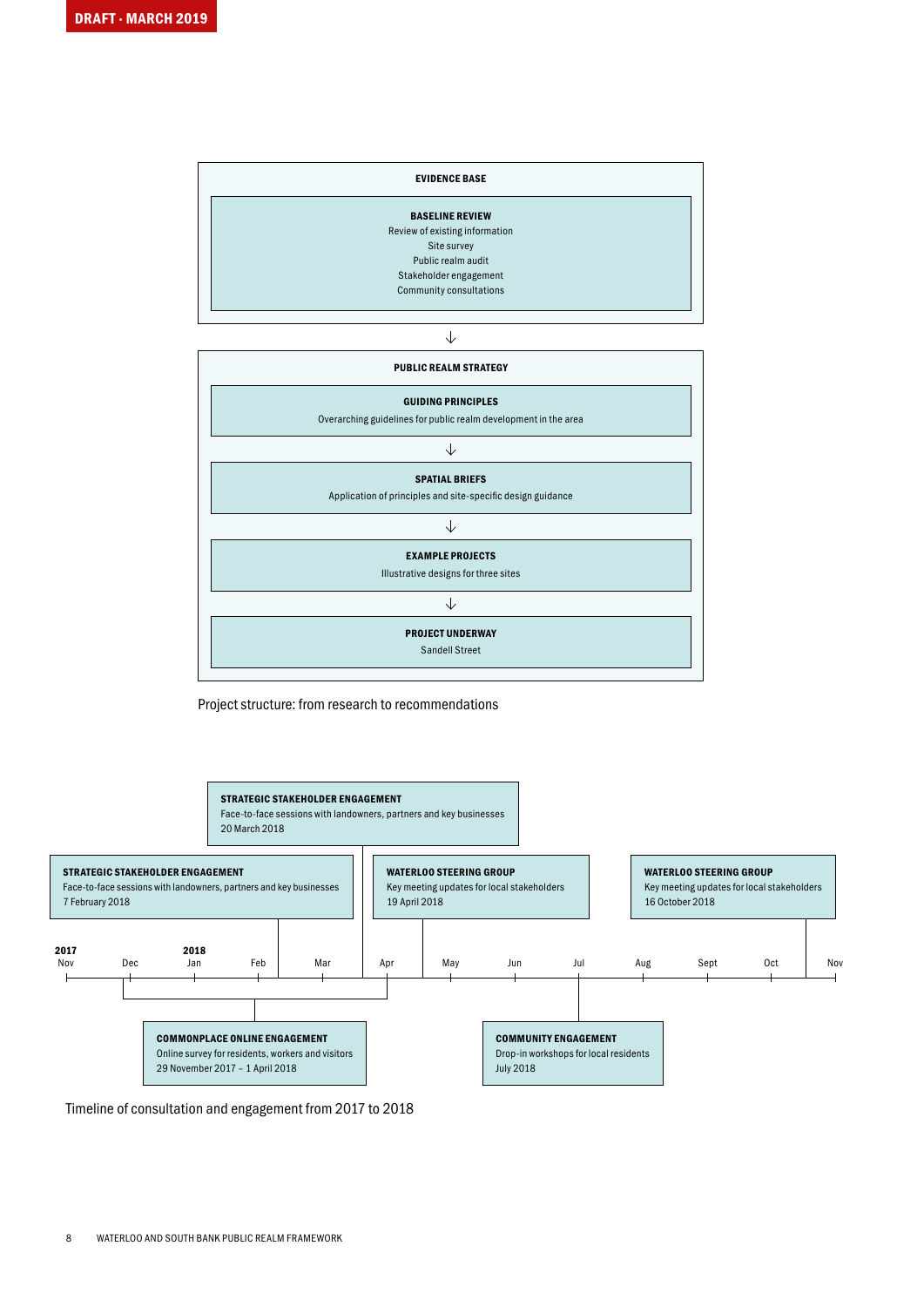DRAFT · MARCH 2019

**EVIDENCE BASE**

**BASELINE REVIEW**
Review of existing information
Site survey
Public realm audit
Stakeholder engagement
Community consultations

↓

**PUBLIC REALM STRATEGY**

**GUIDING PRINCIPLES**
Overarching guidelines for public realm development in the area

↓

**SPATIAL BRIEFS**
Application of principles and site-specific design guidance

↓

**EXAMPLE PROJECTS**
Illustrative designs for three sites

↓

**PROJECT UNDERWAY**
Sandell Street

Project structure: from research to recommendations

**STRATEGIC STAKEHOLDER ENGAGEMENT**
Face-to-face sessions with landowners, partners and key businesses
20 March 2018

**STRATEGIC STAKEHOLDER ENGAGEMENT**
Face-to-face sessions with landowners, partners and key businesses
7 February 2018

**WATERLOO STEERING GROUP**
Key meeting updates for local stakeholders
19 April 2018

**WATERLOO STEERING GROUP**
Key meeting updates for local stakeholders
16 October 2018

2017 Nov | Dec | 2018 Jan | Feb | Mar | Apr | May | Jun | Jul | Aug | Sept | Oct | Nov

**COMMONPLACE ONLINE ENGAGEMENT**
Online survey for residents, workers and visitors
29 November 2017 – 1 April 2018

**COMMUNITY ENGAGEMENT**
Drop-in workshops for local residents
July 2018

Timeline of consultation and engagement from 2017 to 2018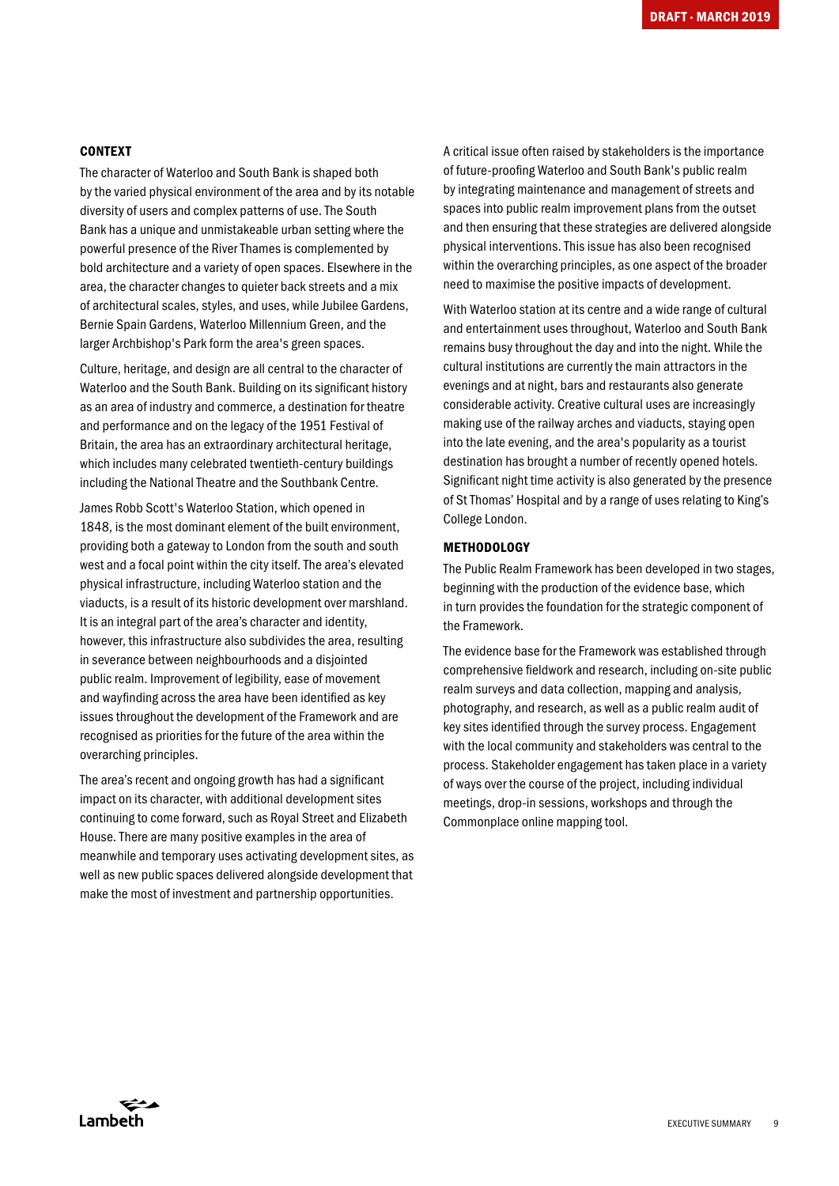## CONTEXT

The character of Waterloo and South Bank is shaped both by the varied physical environment of the area and by its notable diversity of users and complex patterns of use. The South Bank has a unique and unmistakeable urban setting where the powerful presence of the River Thames is complemented by bold architecture and a variety of open spaces. Elsewhere in the area, the character changes to quieter back streets and a mix of architectural scales, styles, and uses, while Jubilee Gardens, Bernie Spain Gardens, Waterloo Millennium Green, and the larger Archbishop's Park form the area's green spaces.

Culture, heritage, and design are all central to the character of Waterloo and the South Bank. Building on its significant history as an area of industry and commerce, a destination for theatre and performance and on the legacy of the 1951 Festival of Britain, the area has an extraordinary architectural heritage, which includes many celebrated twentieth-century buildings including the National Theatre and the Southbank Centre.

James Robb Scott's Waterloo Station, which opened in 1848, is the most dominant element of the built environment, providing both a gateway to London from the south and south west and a focal point within the city itself. The area's elevated physical infrastructure, including Waterloo station and the viaducts, is a result of its historic development over marshland. It is an integral part of the area's character and identity, however, this infrastructure also subdivides the area, resulting in severance between neighbourhoods and a disjointed public realm. Improvement of legibility, ease of movement and wayfinding across the area have been identified as key issues throughout the development of the Framework and are recognised as priorities for the future of the area within the overarching principles.

The area's recent and ongoing growth has had a significant impact on its character, with additional development sites continuing to come forward, such as Royal Street and Elizabeth House. There are many positive examples in the area of meanwhile and temporary uses activating development sites, as well as new public spaces delivered alongside development that make the most of investment and partnership opportunities.

A critical issue often raised by stakeholders is the importance of future-proofing Waterloo and South Bank's public realm by integrating maintenance and management of streets and spaces into public realm improvement plans from the outset and then ensuring that these strategies are delivered alongside physical interventions. This issue has also been recognised within the overarching principles, as one aspect of the broader need to maximise the positive impacts of development.

With Waterloo station at its centre and a wide range of cultural and entertainment uses throughout, Waterloo and South Bank remains busy throughout the day and into the night. While the cultural institutions are currently the main attractors in the evenings and at night, bars and restaurants also generate considerable activity. Creative cultural uses are increasingly making use of the railway arches and viaducts, staying open into the late evening, and the area's popularity as a tourist destination has brought a number of recently opened hotels. Significant night time activity is also generated by the presence of St Thomas' Hospital and by a range of uses relating to King's College London.

## METHODOLOGY

The Public Realm Framework has been developed in two stages, beginning with the production of the evidence base, which in turn provides the foundation for the strategic component of the Framework.

The evidence base for the Framework was established through comprehensive fieldwork and research, including on-site public realm surveys and data collection, mapping and analysis, photography, and research, as well as a public realm audit of key sites identified through the survey process. Engagement with the local community and stakeholders was central to the process. Stakeholder engagement has taken place in a variety of ways over the course of the project, including individual meetings, drop-in sessions, workshops and through the Commonplace online mapping tool.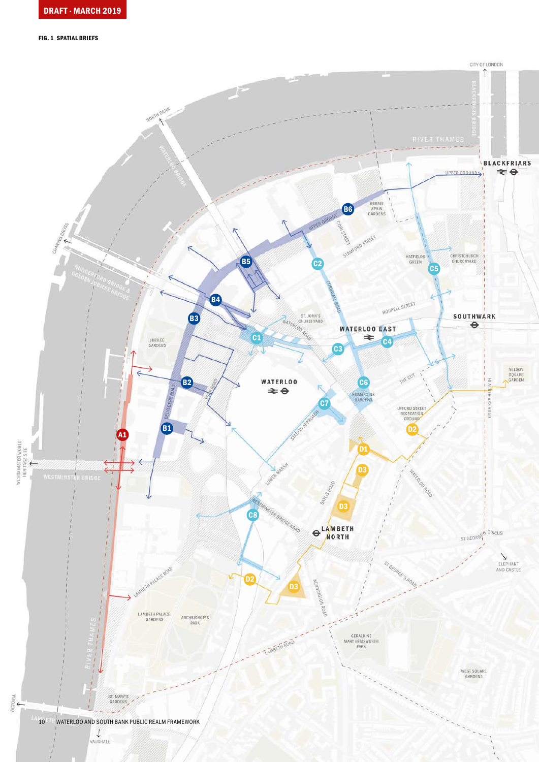DRAFT · MARCH 2019

**FIG. 1 SPATIAL BRIEFS**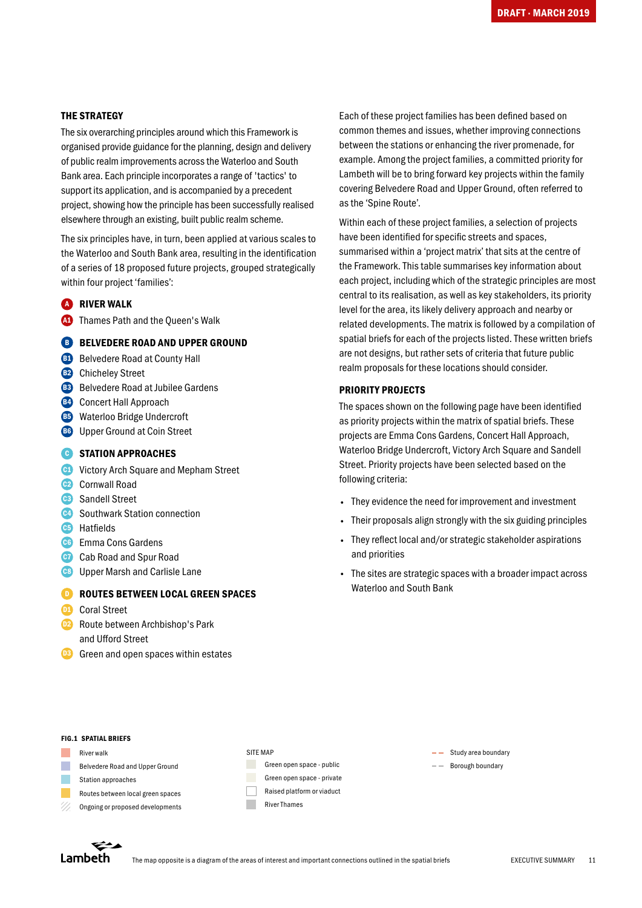## THE STRATEGY

The six overarching principles around which this Framework is organised provide guidance for the planning, design and delivery of public realm improvements across the Waterloo and South Bank area. Each principle incorporates a range of 'tactics' to support its application, and is accompanied by a precedent project, showing how the principle has been successfully realised elsewhere through an existing, built public realm scheme.

The six principles have, in turn, been applied at various scales to the Waterloo and South Bank area, resulting in the identification of a series of 18 proposed future projects, grouped strategically within four project 'families':

**A RIVER WALK**

- A1 Thames Path and the Queen's Walk

**B BELVEDERE ROAD AND UPPER GROUND**

- B1 Belvedere Road at County Hall
- B2 Chicheley Street
- B3 Belvedere Road at Jubilee Gardens
- B4 Concert Hall Approach
- B5 Waterloo Bridge Undercroft
- B6 Upper Ground at Coin Street

**C STATION APPROACHES**

- C1 Victory Arch Square and Mepham Street
- C2 Cornwall Road
- C3 Sandell Street
- C4 Southwark Station connection
- C5 Hatfields
- C6 Emma Cons Gardens
- C7 Cab Road and Spur Road
- C8 Upper Marsh and Carlisle Lane

**D ROUTES BETWEEN LOCAL GREEN SPACES**

- D1 Coral Street
- D2 Route between Archbishop's Park and Ufford Street
- D3 Green and open spaces within estates

Each of these project families has been defined based on common themes and issues, whether improving connections between the stations or enhancing the river promenade, for example. Among the project families, a committed priority for Lambeth will be to bring forward key projects within the family covering Belvedere Road and Upper Ground, often referred to as the 'Spine Route'.

Within each of these project families, a selection of projects have been identified for specific streets and spaces, summarised within a 'project matrix' that sits at the centre of the Framework. This table summarises key information about each project, including which of the strategic principles are most central to its realisation, as well as key stakeholders, its priority level for the area, its likely delivery approach and nearby or related developments. The matrix is followed by a compilation of spatial briefs for each of the projects listed. These written briefs are not designs, but rather sets of criteria that future public realm proposals for these locations should consider.

## PRIORITY PROJECTS

The spaces shown on the following page have been identified as priority projects within the matrix of spatial briefs. These projects are Emma Cons Gardens, Concert Hall Approach, Waterloo Bridge Undercroft, Victory Arch Square and Sandell Street. Priority projects have been selected based on the following criteria:

- They evidence the need for improvement and investment
- Their proposals align strongly with the six guiding principles
- They reflect local and/or strategic stakeholder aspirations and priorities
- The sites are strategic spaces with a broader impact across Waterloo and South Bank

**FIG.1 SPATIAL BRIEFS**

- River walk
- Belvedere Road and Upper Ground
- Station approaches
- Routes between local green spaces
- Ongoing or proposed developments

SITE MAP

- Green open space - public
- Green open space - private
- Raised platform or viaduct
- River Thames

- Study area boundary
- Borough boundary

The map opposite is a diagram of the areas of interest and important connections outlined in the spatial briefs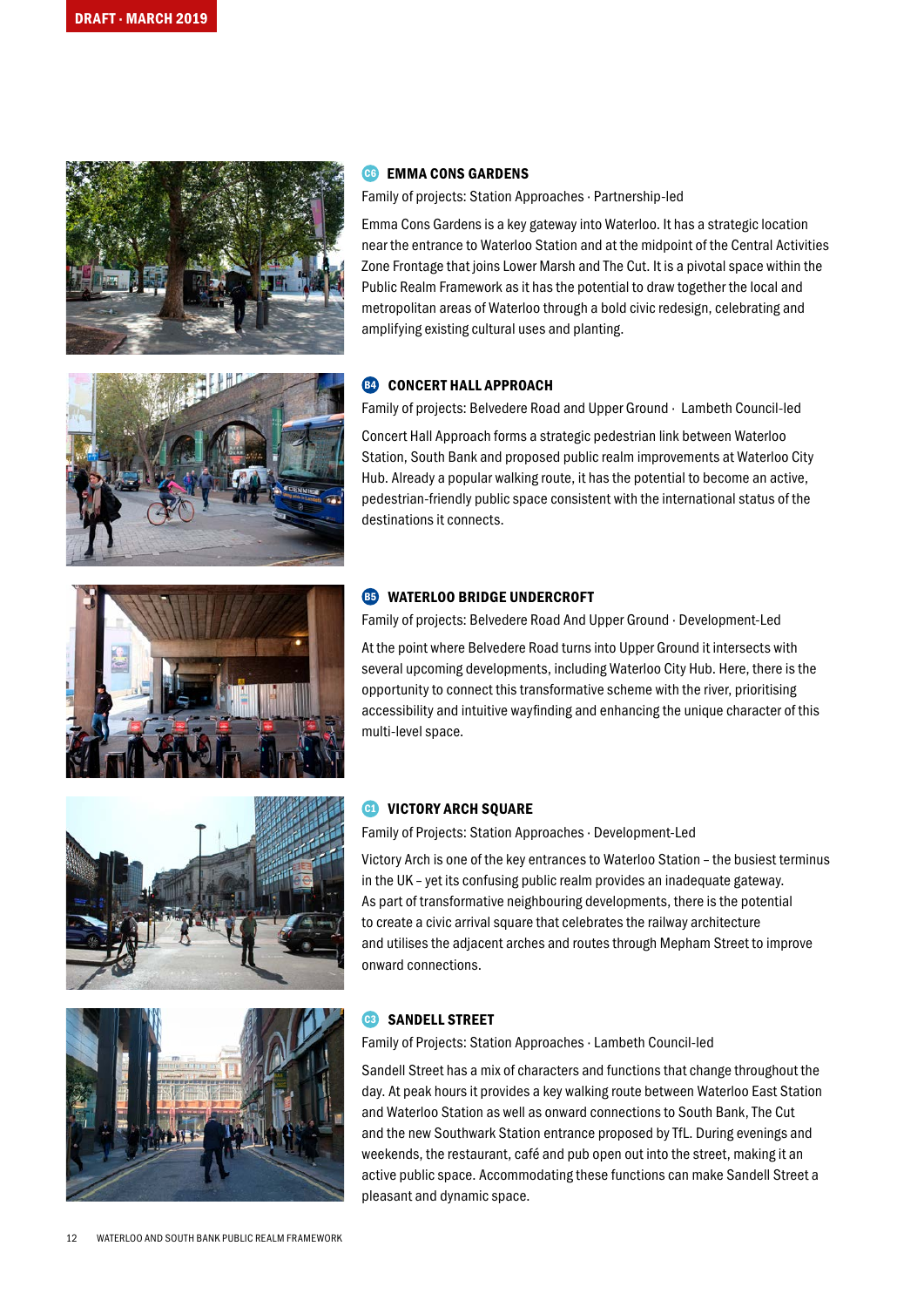DRAFT · MARCH 2019

### C6 EMMA CONS GARDENS

Family of projects: Station Approaches · Partnership-led

Emma Cons Gardens is a key gateway into Waterloo. It has a strategic location near the entrance to Waterloo Station and at the midpoint of the Central Activities Zone Frontage that joins Lower Marsh and The Cut. It is a pivotal space within the Public Realm Framework as it has the potential to draw together the local and metropolitan areas of Waterloo through a bold civic redesign, celebrating and amplifying existing cultural uses and planting.

### B4 CONCERT HALL APPROACH

Family of projects: Belvedere Road and Upper Ground · Lambeth Council-led

Concert Hall Approach forms a strategic pedestrian link between Waterloo Station, South Bank and proposed public realm improvements at Waterloo City Hub. Already a popular walking route, it has the potential to become an active, pedestrian-friendly public space consistent with the international status of the destinations it connects.

### B5 WATERLOO BRIDGE UNDERCROFT

Family of projects: Belvedere Road And Upper Ground · Development-Led

At the point where Belvedere Road turns into Upper Ground it intersects with several upcoming developments, including Waterloo City Hub. Here, there is the opportunity to connect this transformative scheme with the river, prioritising accessibility and intuitive wayfinding and enhancing the unique character of this multi-level space.

### C1 VICTORY ARCH SQUARE

Family of Projects: Station Approaches · Development-Led

Victory Arch is one of the key entrances to Waterloo Station – the busiest terminus in the UK – yet its confusing public realm provides an inadequate gateway. As part of transformative neighbouring developments, there is the potential to create a civic arrival square that celebrates the railway architecture and utilises the adjacent arches and routes through Mepham Street to improve onward connections.

### C3 SANDELL STREET

Family of Projects: Station Approaches · Lambeth Council-led

Sandell Street has a mix of characters and functions that change throughout the day. At peak hours it provides a key walking route between Waterloo East Station and Waterloo Station as well as onward connections to South Bank, The Cut and the new Southwark Station entrance proposed by TfL. During evenings and weekends, the restaurant, café and pub open out into the street, making it an active public space. Accommodating these functions can make Sandell Street a pleasant and dynamic space.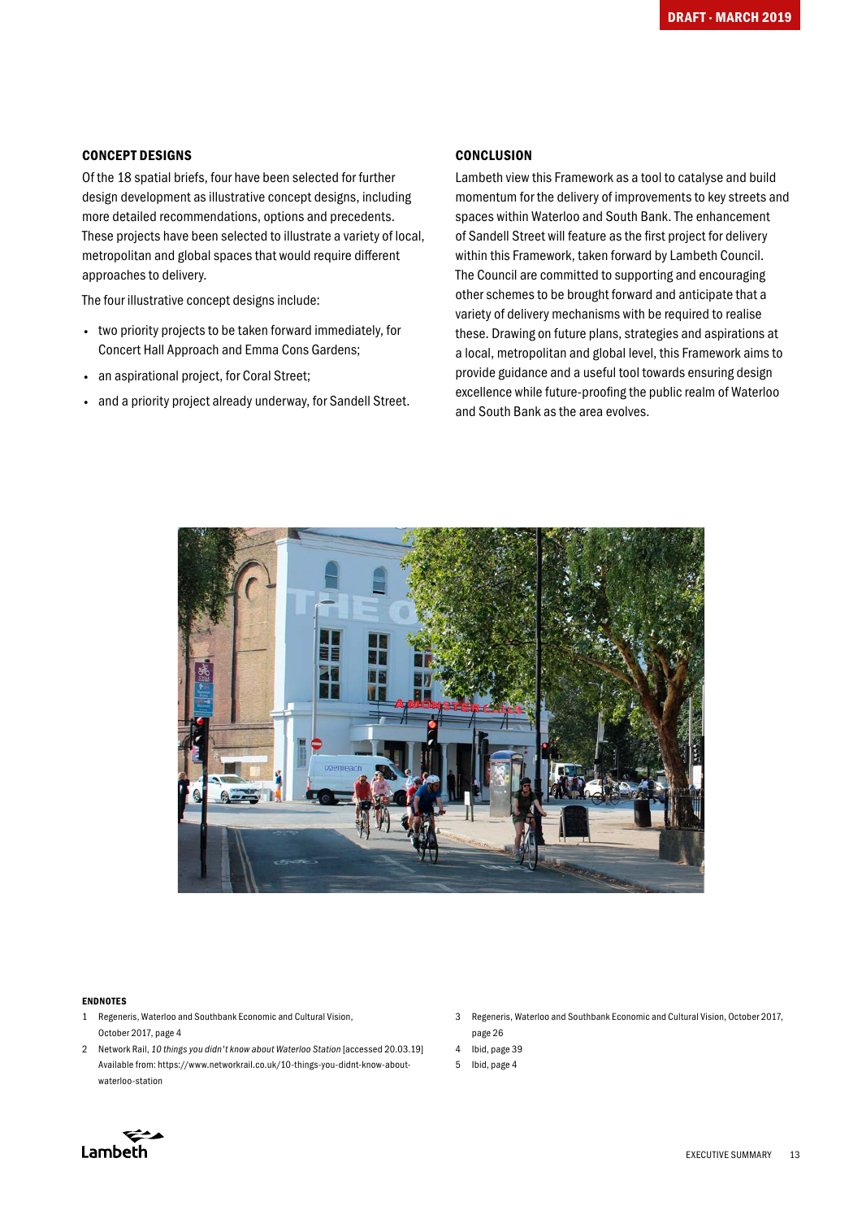### CONCEPT DESIGNS

Of the 18 spatial briefs, four have been selected for further design development as illustrative concept designs, including more detailed recommendations, options and precedents. These projects have been selected to illustrate a variety of local, metropolitan and global spaces that would require different approaches to delivery.

The four illustrative concept designs include:

- two priority projects to be taken forward immediately, for Concert Hall Approach and Emma Cons Gardens;
- an aspirational project, for Coral Street;
- and a priority project already underway, for Sandell Street.

### CONCLUSION

Lambeth view this Framework as a tool to catalyse and build momentum for the delivery of improvements to key streets and spaces within Waterloo and South Bank. The enhancement of Sandell Street will feature as the first project for delivery within this Framework, taken forward by Lambeth Council. The Council are committed to supporting and encouraging other schemes to be brought forward and anticipate that a variety of delivery mechanisms with be required to realise these. Drawing on future plans, strategies and aspirations at a local, metropolitan and global level, this Framework aims to provide guidance and a useful tool towards ensuring design excellence while future-proofing the public realm of Waterloo and South Bank as the area evolves.

#### ENDNOTES

1. Regeneris, Waterloo and Southbank Economic and Cultural Vision, October 2017, page 4
2. Network Rail, *10 things you didn't know about Waterloo Station* [accessed 20.03.19] Available from: https://www.networkrail.co.uk/10-things-you-didnt-know-about-waterloo-station
3. Regeneris, Waterloo and Southbank Economic and Cultural Vision, October 2017, page 26
4. Ibid, page 39
5. Ibid, page 4